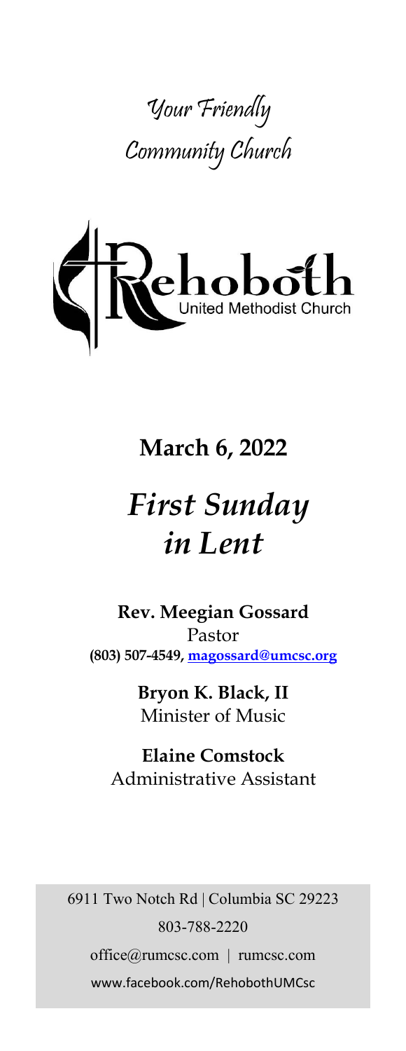Your Friendly
Community Church

Rehoboth
United Methodist Church

# March 6, 2022

# *First Sunday in Lent*

**Rev. Meegian Gossard**
Pastor
**(803) 507-4549, magossard@umcsc.org**

**Bryon K. Black, II**
Minister of Music

**Elaine Comstock**
Administrative Assistant

6911 Two Notch Rd | Columbia SC 29223
803-788-2220
office@rumcsc.com | rumcsc.com
www.facebook.com/RehobothUMCsc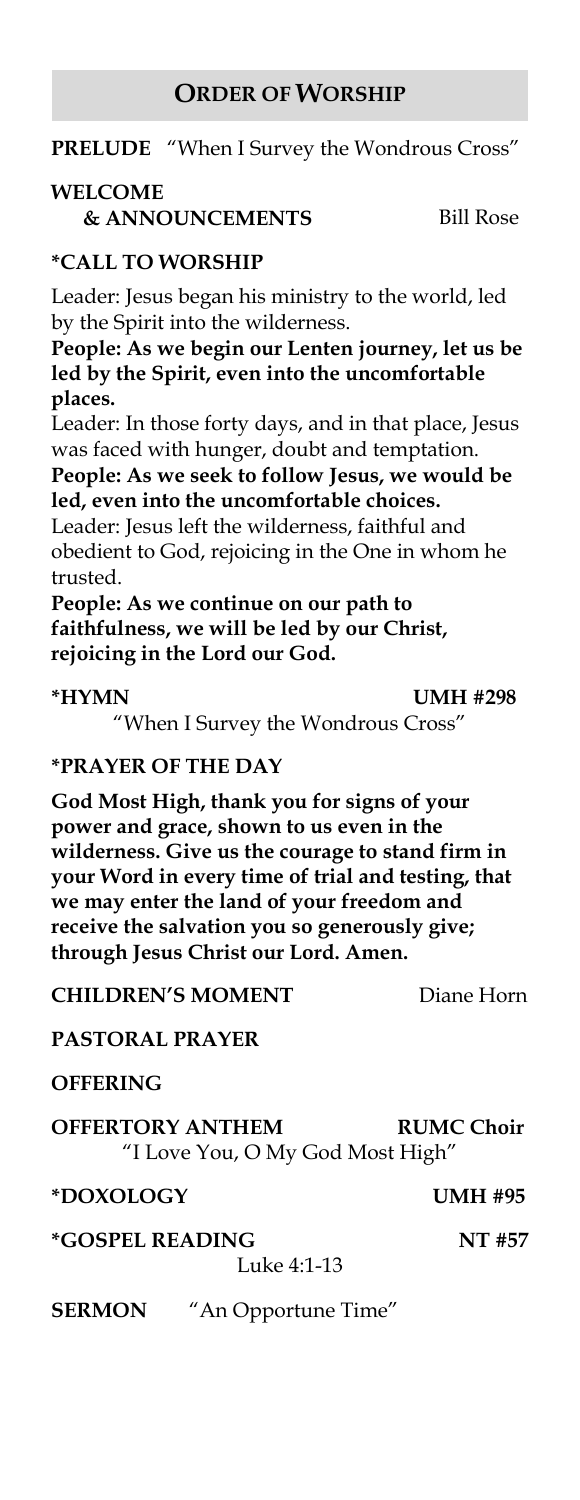## ORDER OF WORSHIP

**PRELUDE** "When I Survey the Wondrous Cross"

**WELCOME & ANNOUNCEMENTS** Bill Rose

**\*CALL TO WORSHIP**

Leader: Jesus began his ministry to the world, led by the Spirit into the wilderness.

**People: As we begin our Lenten journey, let us be led by the Spirit, even into the uncomfortable places.**

Leader: In those forty days, and in that place, Jesus was faced with hunger, doubt and temptation.

**People: As we seek to follow Jesus, we would be led, even into the uncomfortable choices.**

Leader: Jesus left the wilderness, faithful and obedient to God, rejoicing in the One in whom he trusted.

**People: As we continue on our path to faithfulness, we will be led by our Christ, rejoicing in the Lord our God.**

**\*HYMN** **UMH #298**
"When I Survey the Wondrous Cross"

**\*PRAYER OF THE DAY**

**God Most High, thank you for signs of your power and grace, shown to us even in the wilderness. Give us the courage to stand firm in your Word in every time of trial and testing, that we may enter the land of your freedom and receive the salvation you so generously give; through Jesus Christ our Lord. Amen.**

**CHILDREN'S MOMENT** Diane Horn

**PASTORAL PRAYER**

**OFFERING**

**OFFERTORY ANTHEM** **RUMC Choir**
"I Love You, O My God Most High"

**\*DOXOLOGY** **UMH #95**

**\*GOSPEL READING** **NT #57**
Luke 4:1-13

**SERMON** "An Opportune Time"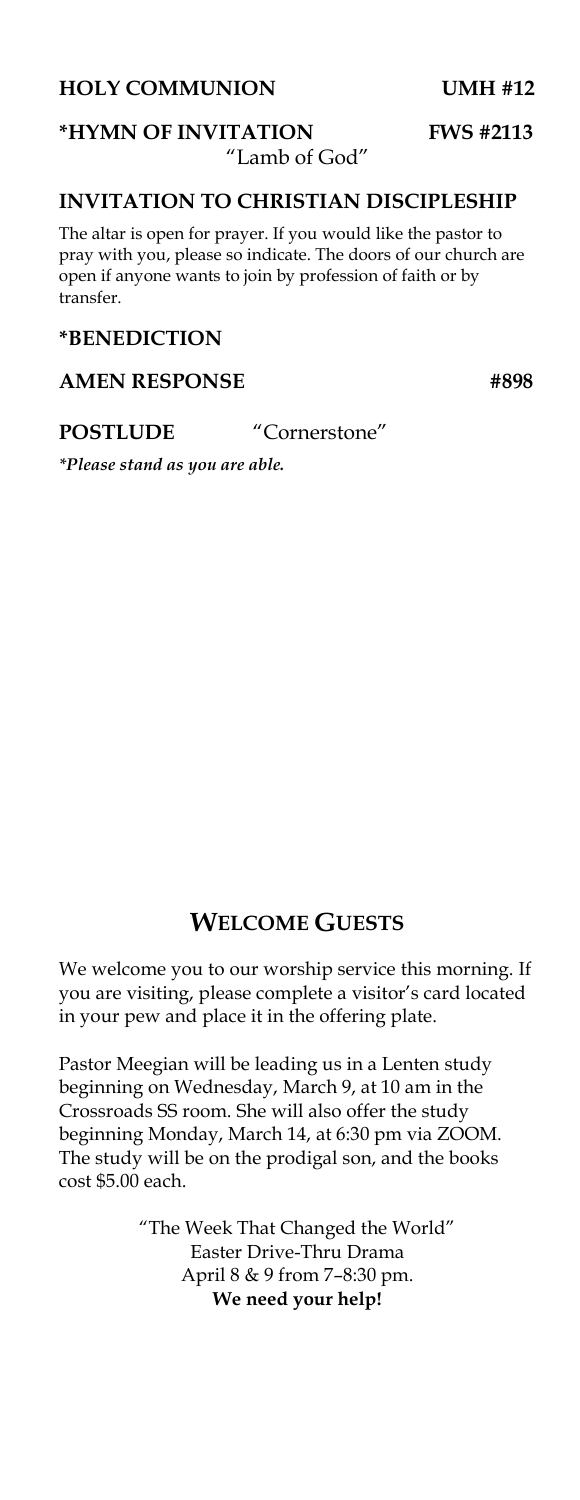**HOLY COMMUNION** **UMH #12**

**\*HYMN OF INVITATION** **FWS #2113**
"Lamb of God"

**INVITATION TO CHRISTIAN DISCIPLESHIP**

The altar is open for prayer. If you would like the pastor to pray with you, please so indicate. The doors of our church are open if anyone wants to join by profession of faith or by transfer.

**\*BENEDICTION**

**AMEN RESPONSE** **#898**

**POSTLUDE** "Cornerstone"

***Please stand as you are able.***

## WELCOME GUESTS

We welcome you to our worship service this morning. If you are visiting, please complete a visitor's card located in your pew and place it in the offering plate.

Pastor Meegian will be leading us in a Lenten study beginning on Wednesday, March 9, at 10 am in the Crossroads SS room. She will also offer the study beginning Monday, March 14, at 6:30 pm via ZOOM. The study will be on the prodigal son, and the books cost $5.00 each.

"The Week That Changed the World"
Easter Drive-Thru Drama
April 8 & 9 from 7–8:30 pm.
**We need your help!**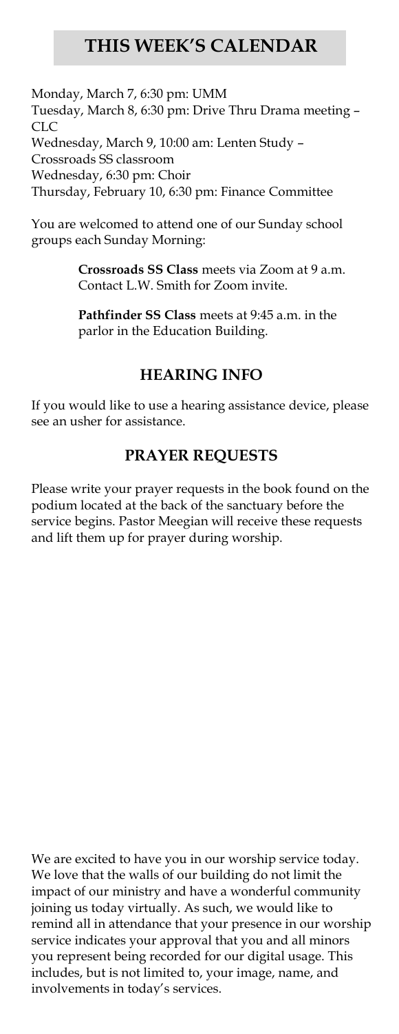## THIS WEEK'S CALENDAR

Monday, March 7, 6:30 pm: UMM
Tuesday, March 8, 6:30 pm: Drive Thru Drama meeting – CLC
Wednesday, March 9, 10:00 am: Lenten Study – Crossroads SS classroom
Wednesday, 6:30 pm: Choir
Thursday, February 10, 6:30 pm: Finance Committee

You are welcomed to attend one of our Sunday school groups each Sunday Morning:

> **Crossroads SS Class** meets via Zoom at 9 a.m. Contact L.W. Smith for Zoom invite.
>
> **Pathfinder SS Class** meets at 9:45 a.m. in the parlor in the Education Building.

## HEARING INFO

If you would like to use a hearing assistance device, please see an usher for assistance.

## PRAYER REQUESTS

Please write your prayer requests in the book found on the podium located at the back of the sanctuary before the service begins. Pastor Meegian will receive these requests and lift them up for prayer during worship.

We are excited to have you in our worship service today. We love that the walls of our building do not limit the impact of our ministry and have a wonderful community joining us today virtually. As such, we would like to remind all in attendance that your presence in our worship service indicates your approval that you and all minors you represent being recorded for our digital usage. This includes, but is not limited to, your image, name, and involvements in today's services.